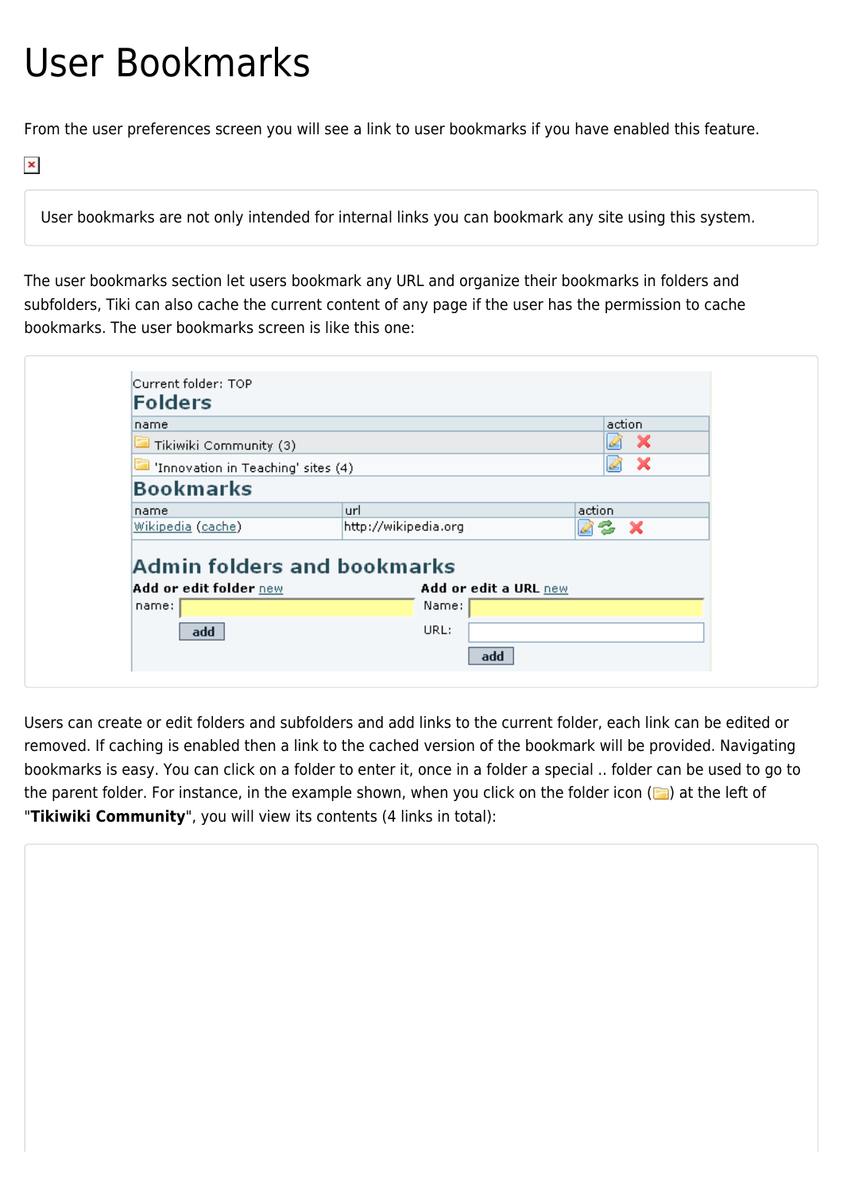# User Bookmarks

From the user preferences screen you will see a link to user bookmarks if you have enabled this feature.

User bookmarks are not only intended for internal links you can bookmark any site using this system.

The user bookmarks section let users bookmark any URL and organize their bookmarks in folders and subfolders, Tiki can also cache the current content of any page if the user has the permission to cache bookmarks. The user bookmarks screen is like this one:

Current folder: TOP

## Folders

| name | action |
| --- | --- |
| Tikiwiki Community (3) | |
| 'Innovation in Teaching' sites (4) | |

## Bookmarks

| name | url | action |
| --- | --- | --- |
| Wikipedia (cache) | http://wikipedia.org | |

## Admin folders and bookmarks

**Add or edit folder** new

name:

add

**Add or edit a URL** new

Name:

URL:

add

Users can create or edit folders and subfolders and add links to the current folder, each link can be edited or removed. If caching is enabled then a link to the cached version of the bookmark will be provided. Navigating bookmarks is easy. You can click on a folder to enter it, once in a folder a special .. folder can be used to go to the parent folder. For instance, in the example shown, when you click on the folder icon () at the left of "**Tikiwiki Community**", you will view its contents (4 links in total):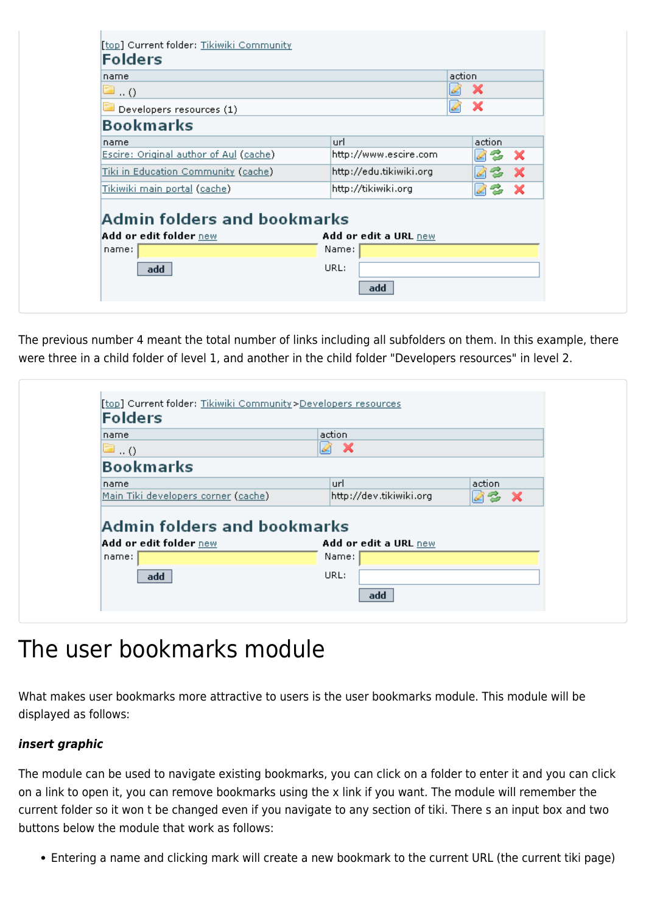[top] Current folder: Tikiwiki Community

## Folders

| name | action |
|---|---|
| .. () | |
| Developers resources (1) | |

## Bookmarks

| name | url | action |
|---|---|---|
| Escire: Original author of Aul (cache) | http://www.escire.com | |
| Tiki in Education Community (cache) | http://edu.tikiwiki.org | |
| Tikiwiki main portal (cache) | http://tikiwiki.org | |

## Admin folders and bookmarks

**Add or edit folder** new

name:

add

**Add or edit a URL** new

Name:

URL:

add

The previous number 4 meant the total number of links including all subfolders on them. In this example, there were three in a child folder of level 1, and another in the child folder "Developers resources" in level 2.

[top] Current folder: Tikiwiki Community>Developers resources

## Folders

| name | action |
|---|---|
| .. () | |

## Bookmarks

| name | url | action |
|---|---|---|
| Main Tiki developers corner (cache) | http://dev.tikiwiki.org | |

## Admin folders and bookmarks

**Add or edit folder** new

name:

add

**Add or edit a URL** new

Name:

URL:

add

# The user bookmarks module

What makes user bookmarks more attractive to users is the user bookmarks module. This module will be displayed as follows:

***insert graphic***

The module can be used to navigate existing bookmarks, you can click on a folder to enter it and you can click on a link to open it, you can remove bookmarks using the x link if you want. The module will remember the current folder so it won t be changed even if you navigate to any section of tiki. There s an input box and two buttons below the module that work as follows:

- Entering a name and clicking mark will create a new bookmark to the current URL (the current tiki page)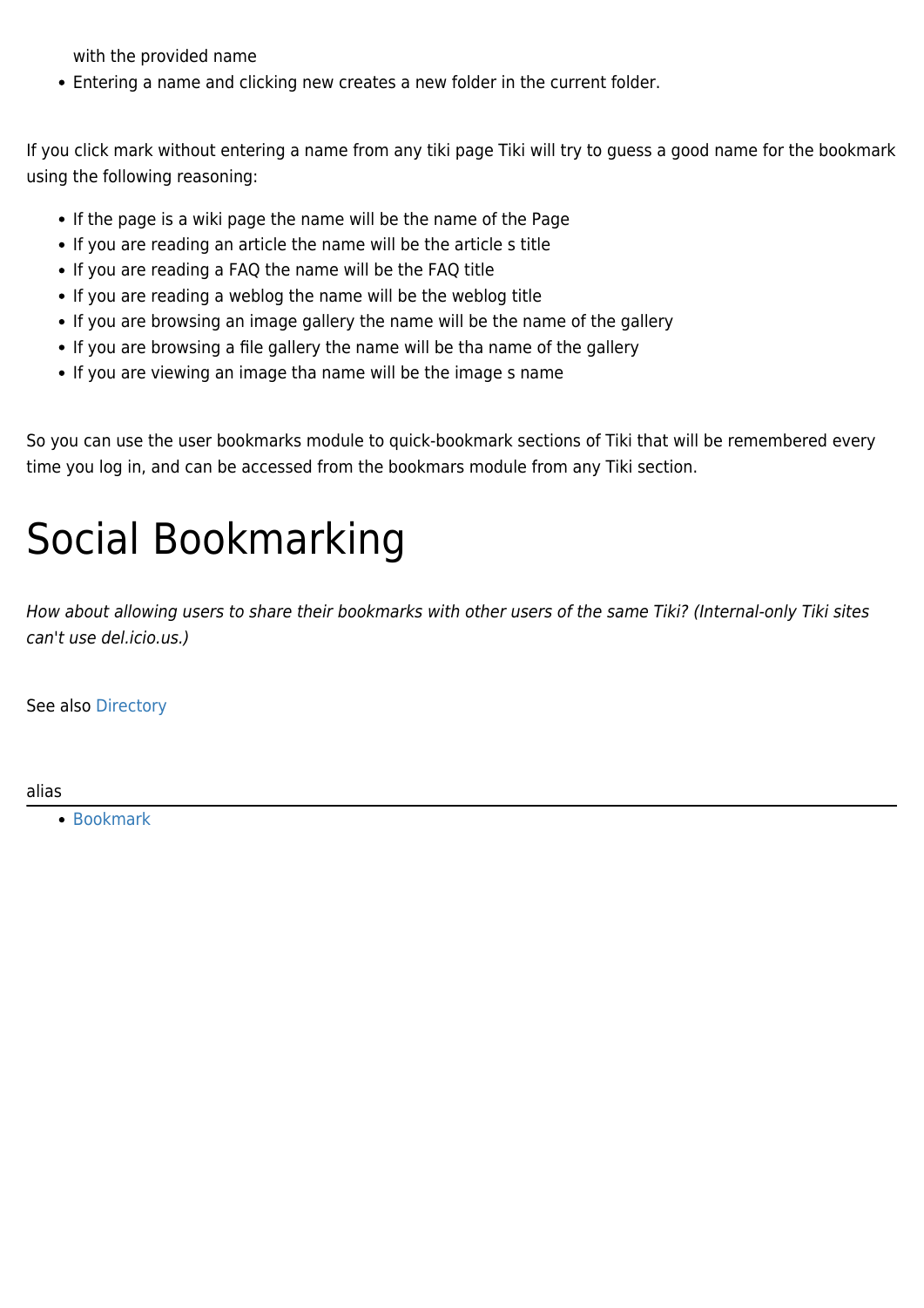with the provided name

- Entering a name and clicking new creates a new folder in the current folder.

If you click mark without entering a name from any tiki page Tiki will try to guess a good name for the bookmark using the following reasoning:

- If the page is a wiki page the name will be the name of the Page
- If you are reading an article the name will be the article s title
- If you are reading a FAQ the name will be the FAQ title
- If you are reading a weblog the name will be the weblog title
- If you are browsing an image gallery the name will be the name of the gallery
- If you are browsing a file gallery the name will be tha name of the gallery
- If you are viewing an image tha name will be the image s name

So you can use the user bookmarks module to quick-bookmark sections of Tiki that will be remembered every time you log in, and can be accessed from the bookmars module from any Tiki section.

# Social Bookmarking

*How about allowing users to share their bookmarks with other users of the same Tiki? (Internal-only Tiki sites can't use del.icio.us.)*

See also Directory

alias

- Bookmark